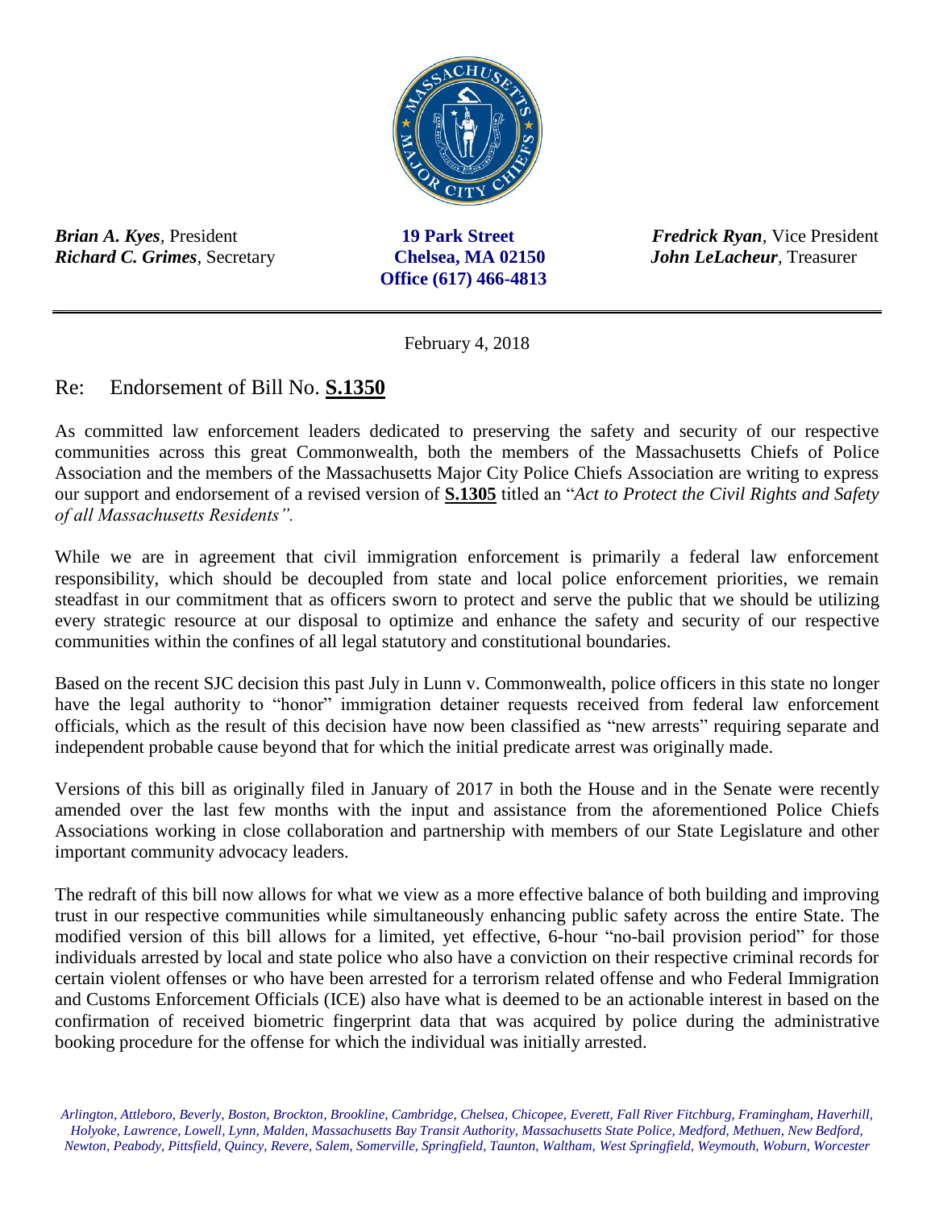***Brian A. Kyes***, President
***Richard C. Grimes***, Secretary

**19 Park Street**
**Chelsea, MA 02150**
**Office (617) 466-4813**

***Fredrick Ryan***, Vice President
***John LeLacheur***, Treasurer

---

February 4, 2018

## Re: Endorsement of Bill No. **S.1350**

As committed law enforcement leaders dedicated to preserving the safety and security of our respective communities across this great Commonwealth, both the members of the Massachusetts Chiefs of Police Association and the members of the Massachusetts Major City Police Chiefs Association are writing to express our support and endorsement of a revised version of **S.1305** titled an "*Act to Protect the Civil Rights and Safety of all Massachusetts Residents".*

While we are in agreement that civil immigration enforcement is primarily a federal law enforcement responsibility, which should be decoupled from state and local police enforcement priorities, we remain steadfast in our commitment that as officers sworn to protect and serve the public that we should be utilizing every strategic resource at our disposal to optimize and enhance the safety and security of our respective communities within the confines of all legal statutory and constitutional boundaries.

Based on the recent SJC decision this past July in Lunn v. Commonwealth, police officers in this state no longer have the legal authority to "honor" immigration detainer requests received from federal law enforcement officials, which as the result of this decision have now been classified as "new arrests" requiring separate and independent probable cause beyond that for which the initial predicate arrest was originally made.

Versions of this bill as originally filed in January of 2017 in both the House and in the Senate were recently amended over the last few months with the input and assistance from the aforementioned Police Chiefs Associations working in close collaboration and partnership with members of our State Legislature and other important community advocacy leaders.

The redraft of this bill now allows for what we view as a more effective balance of both building and improving trust in our respective communities while simultaneously enhancing public safety across the entire State. The modified version of this bill allows for a limited, yet effective, 6-hour "no-bail provision period" for those individuals arrested by local and state police who also have a conviction on their respective criminal records for certain violent offenses or who have been arrested for a terrorism related offense and who Federal Immigration and Customs Enforcement Officials (ICE) also have what is deemed to be an actionable interest in based on the confirmation of received biometric fingerprint data that was acquired by police during the administrative booking procedure for the offense for which the individual was initially arrested.

*Arlington, Attleboro, Beverly, Boston, Brockton, Brookline, Cambridge, Chelsea, Chicopee, Everett, Fall River Fitchburg, Framingham, Haverhill, Holyoke, Lawrence, Lowell, Lynn, Malden, Massachusetts Bay Transit Authority, Massachusetts State Police, Medford, Methuen, New Bedford, Newton, Peabody, Pittsfield, Quincy, Revere, Salem, Somerville, Springfield, Taunton, Waltham, West Springfield, Weymouth, Woburn, Worcester*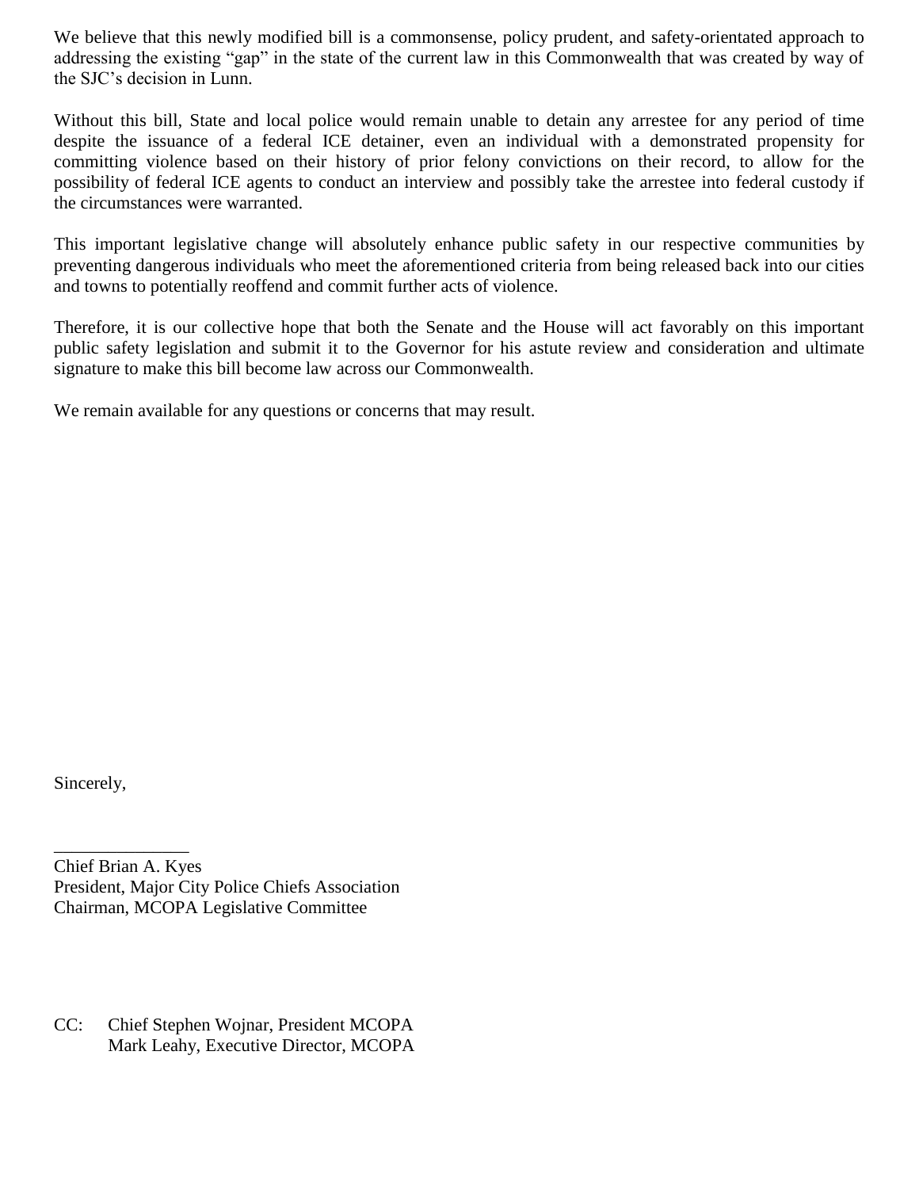We believe that this newly modified bill is a commonsense, policy prudent, and safety-orientated approach to addressing the existing "gap" in the state of the current law in this Commonwealth that was created by way of the SJC's decision in Lunn.

Without this bill, State and local police would remain unable to detain any arrestee for any period of time despite the issuance of a federal ICE detainer, even an individual with a demonstrated propensity for committing violence based on their history of prior felony convictions on their record, to allow for the possibility of federal ICE agents to conduct an interview and possibly take the arrestee into federal custody if the circumstances were warranted.

This important legislative change will absolutely enhance public safety in our respective communities by preventing dangerous individuals who meet the aforementioned criteria from being released back into our cities and towns to potentially reoffend and commit further acts of violence.

Therefore, it is our collective hope that both the Senate and the House will act favorably on this important public safety legislation and submit it to the Governor for his astute review and consideration and ultimate signature to make this bill become law across our Commonwealth.

We remain available for any questions or concerns that may result.

Sincerely,

_______________
Chief Brian A. Kyes
President, Major City Police Chiefs Association
Chairman, MCOPA Legislative Committee

CC: Chief Stephen Wojnar, President MCOPA
Mark Leahy, Executive Director, MCOPA